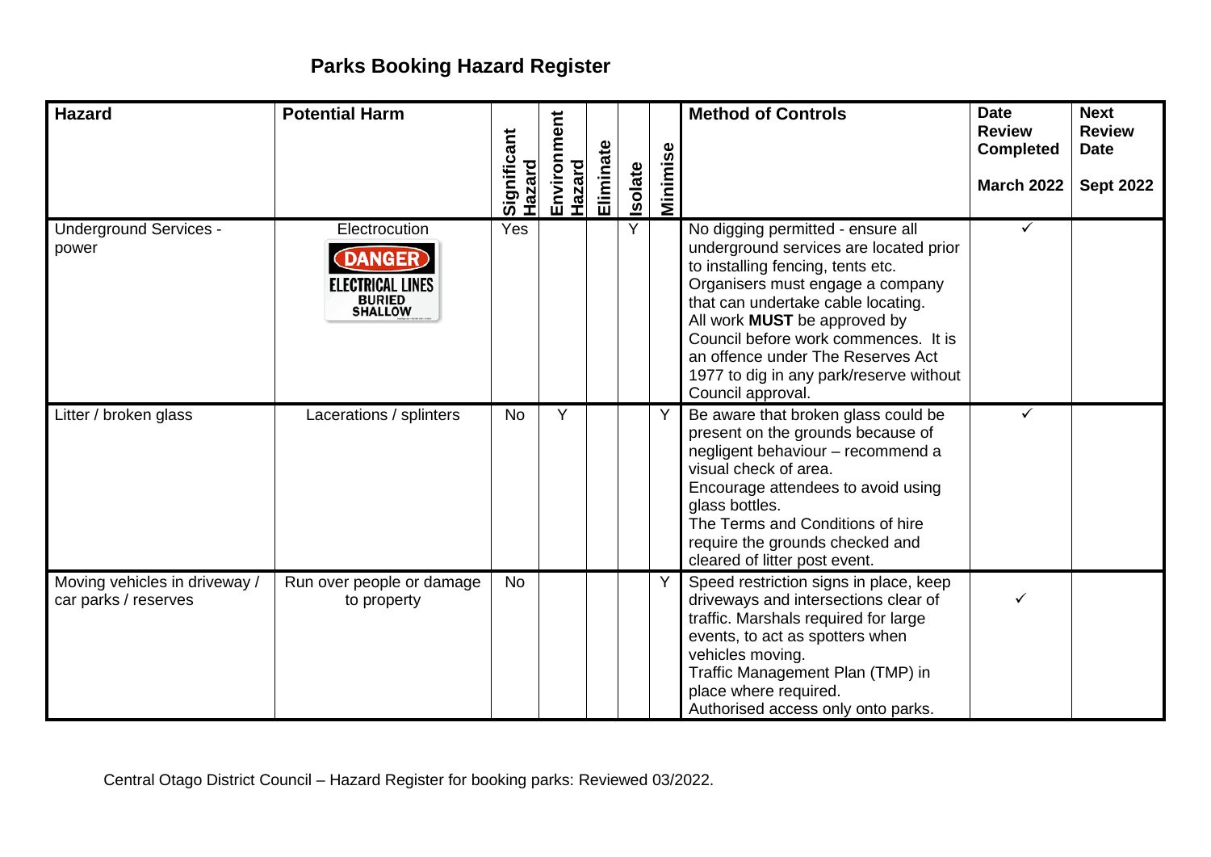# Parks Booking Hazard Register

| Hazard | Potential Harm | Significant Hazard | Environment Hazard | Eliminate | Isolate | Minimise | Method of Controls | Date Review Completed<br><br>March 2022 | Next Review Date<br><br>Sept 2022 |
|---|---|---|---|---|---|---|---|---|---|
| Underground Services - power | Electrocution<br>DANGER ELECTRICAL LINES BURIED SHALLOW | Yes | | | Y | | No digging permitted - ensure all underground services are located prior to installing fencing, tents etc. Organisers must engage a company that can undertake cable locating. All work **MUST** be approved by Council before work commences. It is an offence under The Reserves Act 1977 to dig in any park/reserve without Council approval. | ✓ | |
| Litter / broken glass | Lacerations / splinters | No | Y | | | Y | Be aware that broken glass could be present on the grounds because of negligent behaviour – recommend a visual check of area.<br>Encourage attendees to avoid using glass bottles.<br>The Terms and Conditions of hire require the grounds checked and cleared of litter post event. | ✓ | |
| Moving vehicles in driveway / car parks / reserves | Run over people or damage to property | No | | | | Y | Speed restriction signs in place, keep driveways and intersections clear of traffic. Marshals required for large events, to act as spotters when vehicles moving.<br>Traffic Management Plan (TMP) in place where required.<br>Authorised access only onto parks. | ✓ | |

Central Otago District Council – Hazard Register for booking parks: Reviewed 03/2022.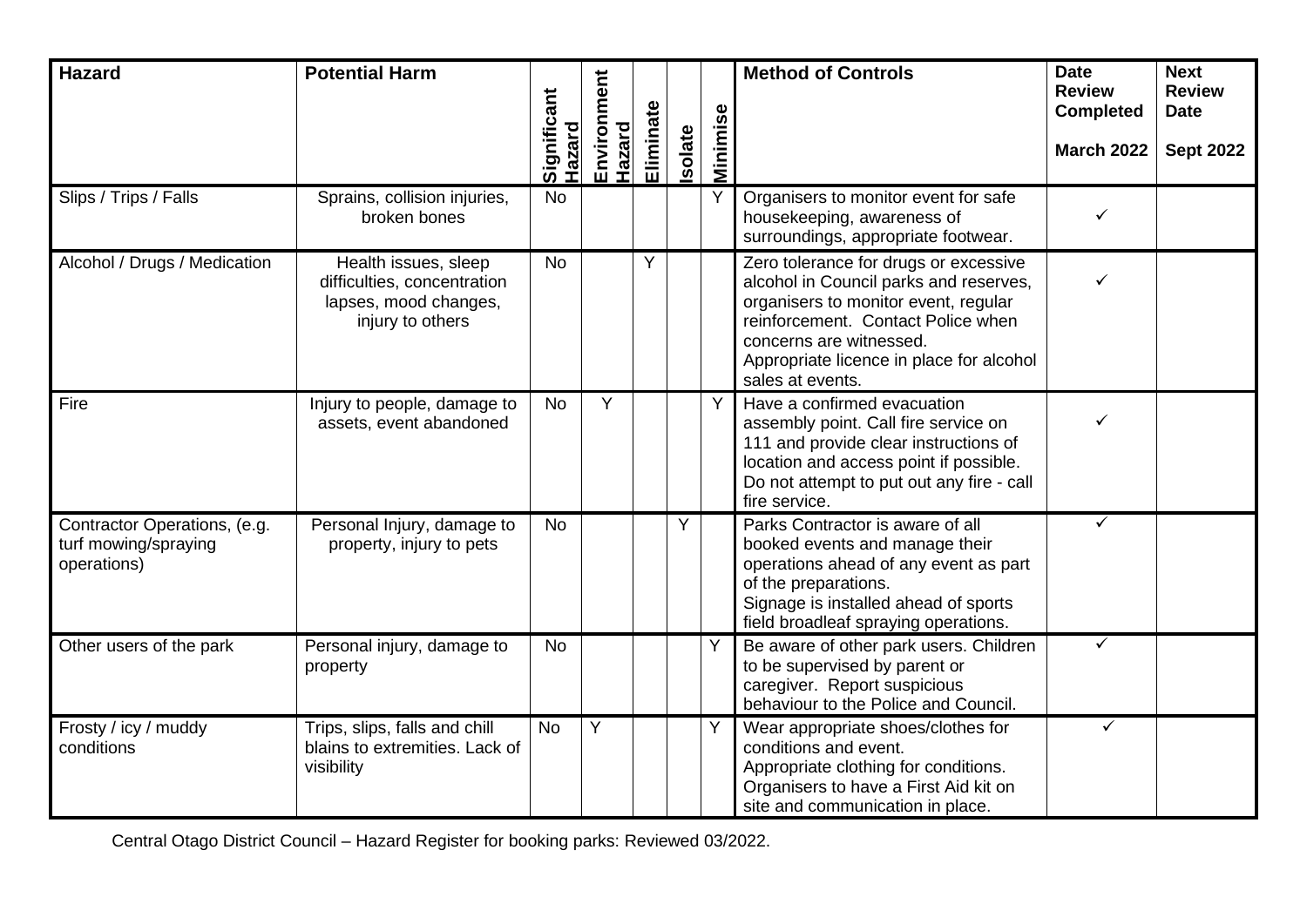| Hazard | Potential Harm | Significant Hazard | Environment Hazard | Eliminate | Isolate | Minimise | Method of Controls | Date Review Completed<br><br>March 2022 | Next Review Date<br><br>Sept 2022 |
|---|---|---|---|---|---|---|---|---|---|
| Slips / Trips / Falls | Sprains, collision injuries, broken bones | No | | | | Y | Organisers to monitor event for safe housekeeping, awareness of surroundings, appropriate footwear. | ✓ | |
| Alcohol / Drugs / Medication | Health issues, sleep difficulties, concentration lapses, mood changes, injury to others | No | | Y | | | Zero tolerance for drugs or excessive alcohol in Council parks and reserves, organisers to monitor event, regular reinforcement. Contact Police when concerns are witnessed.<br>Appropriate licence in place for alcohol sales at events. | ✓ | |
| Fire | Injury to people, damage to assets, event abandoned | No | Y | | | Y | Have a confirmed evacuation assembly point. Call fire service on 111 and provide clear instructions of location and access point if possible. Do not attempt to put out any fire - call fire service. | ✓ | |
| Contractor Operations, (e.g. turf mowing/spraying operations) | Personal Injury, damage to property, injury to pets | No | | | Y | | Parks Contractor is aware of all booked events and manage their operations ahead of any event as part of the preparations.<br>Signage is installed ahead of sports field broadleaf spraying operations. | ✓ | |
| Other users of the park | Personal injury, damage to property | No | | | | Y | Be aware of other park users. Children to be supervised by parent or caregiver. Report suspicious behaviour to the Police and Council. | ✓ | |
| Frosty / icy / muddy conditions | Trips, slips, falls and chill blains to extremities. Lack of visibility | No | Y | | | Y | Wear appropriate shoes/clothes for conditions and event.<br>Appropriate clothing for conditions.<br>Organisers to have a First Aid kit on site and communication in place. | ✓ | |

Central Otago District Council – Hazard Register for booking parks: Reviewed 03/2022.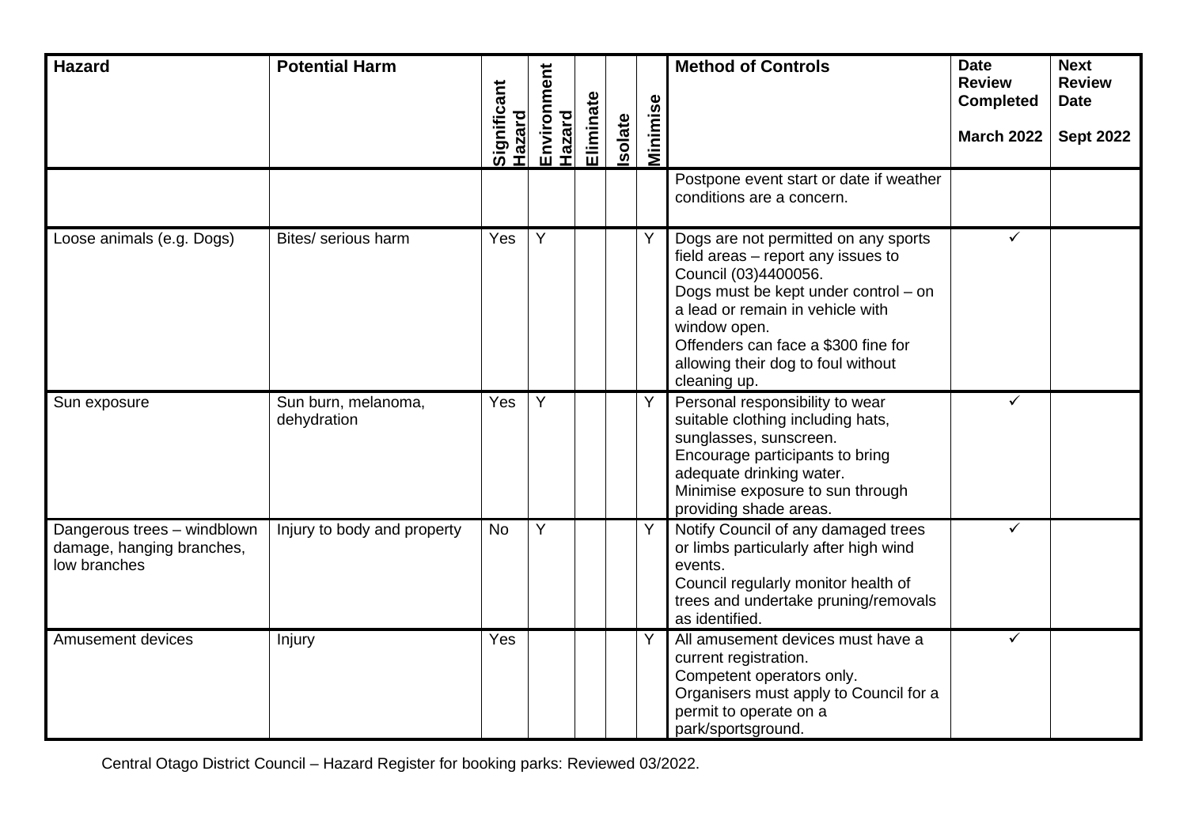| Hazard | Potential Harm | Significant Hazard | Environment Hazard | Eliminate | Isolate | Minimise | Method of Controls | Date Review Completed<br><br>March 2022 | Next Review Date<br><br>Sept 2022 |
|---|---|---|---|---|---|---|---|---|---|
| | | | | | | | Postpone event start or date if weather conditions are a concern. | | |
| Loose animals (e.g. Dogs) | Bites/ serious harm | Yes | Y | | | Y | Dogs are not permitted on any sports field areas – report any issues to Council (03)4400056.<br>Dogs must be kept under control – on a lead or remain in vehicle with window open.<br>Offenders can face a $300 fine for allowing their dog to foul without cleaning up. | ✓ | |
| Sun exposure | Sun burn, melanoma, dehydration | Yes | Y | | | Y | Personal responsibility to wear suitable clothing including hats, sunglasses, sunscreen.<br>Encourage participants to bring adequate drinking water.<br>Minimise exposure to sun through providing shade areas. | ✓ | |
| Dangerous trees – windblown damage, hanging branches, low branches | Injury to body and property | No | Y | | | Y | Notify Council of any damaged trees or limbs particularly after high wind events.<br>Council regularly monitor health of trees and undertake pruning/removals as identified. | ✓ | |
| Amusement devices | Injury | Yes | | | | Y | All amusement devices must have a current registration.<br>Competent operators only.<br>Organisers must apply to Council for a permit to operate on a park/sportsground. | ✓ | |

Central Otago District Council – Hazard Register for booking parks: Reviewed 03/2022.